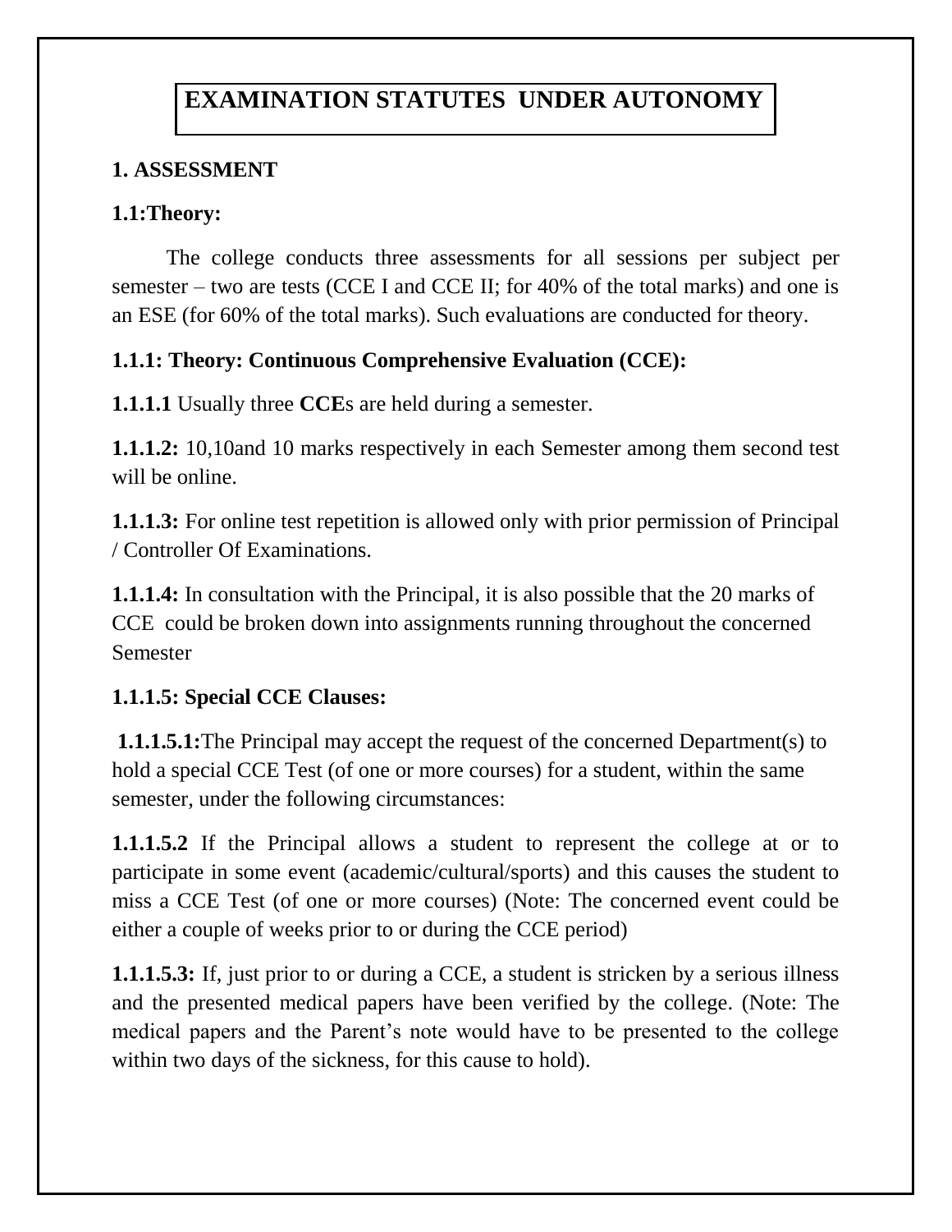# EXAMINATION STATUTES UNDER AUTONOMY

## 1. ASSESSMENT

### 1.1:Theory:

The college conducts three assessments for all sessions per subject per semester – two are tests (CCE I and CCE II; for 40% of the total marks) and one is an ESE (for 60% of the total marks). Such evaluations are conducted for theory.

### 1.1.1: Theory: Continuous Comprehensive Evaluation (CCE):

**1.1.1.1** Usually three **CCE**s are held during a semester.

**1.1.1.2:** 10,10and 10 marks respectively in each Semester among them second test will be online.

**1.1.1.3:** For online test repetition is allowed only with prior permission of Principal / Controller Of Examinations.

**1.1.1.4:** In consultation with the Principal, it is also possible that the 20 marks of CCE could be broken down into assignments running throughout the concerned Semester

**1.1.1.5: Special CCE Clauses:**

**1.1.1.5.1:**The Principal may accept the request of the concerned Department(s) to hold a special CCE Test (of one or more courses) for a student, within the same semester, under the following circumstances:

**1.1.1.5.2** If the Principal allows a student to represent the college at or to participate in some event (academic/cultural/sports) and this causes the student to miss a CCE Test (of one or more courses) (Note: The concerned event could be either a couple of weeks prior to or during the CCE period)

**1.1.1.5.3:** If, just prior to or during a CCE, a student is stricken by a serious illness and the presented medical papers have been verified by the college. (Note: The medical papers and the Parent's note would have to be presented to the college within two days of the sickness, for this cause to hold).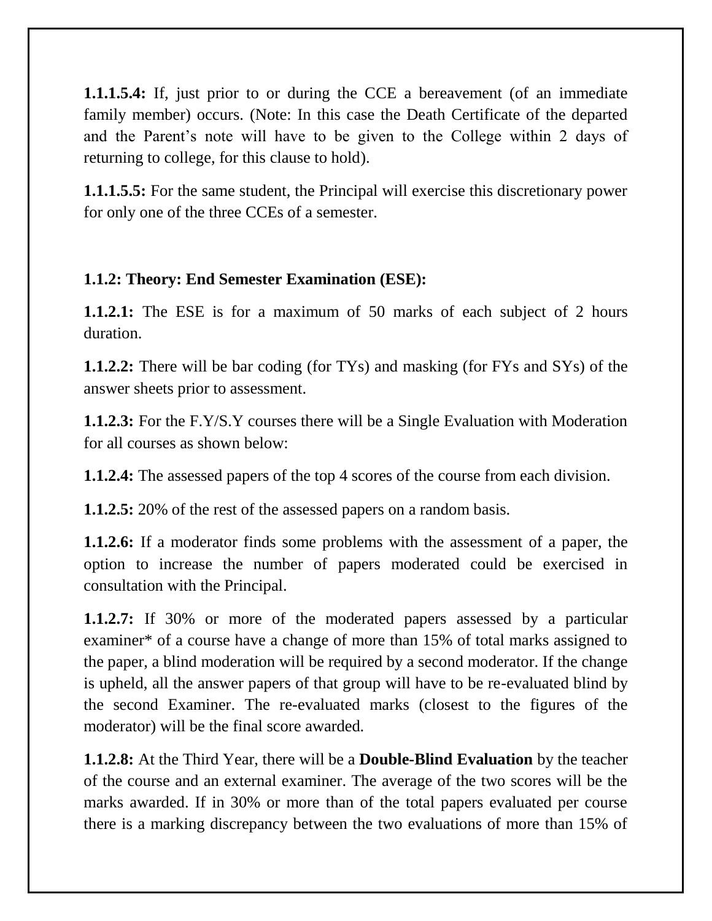**1.1.1.5.4:** If, just prior to or during the CCE a bereavement (of an immediate family member) occurs. (Note: In this case the Death Certificate of the departed and the Parent's note will have to be given to the College within 2 days of returning to college, for this clause to hold).

**1.1.1.5.5:** For the same student, the Principal will exercise this discretionary power for only one of the three CCEs of a semester.

**1.1.2: Theory: End Semester Examination (ESE):**

**1.1.2.1:** The ESE is for a maximum of 50 marks of each subject of 2 hours duration.

**1.1.2.2:** There will be bar coding (for TYs) and masking (for FYs and SYs) of the answer sheets prior to assessment.

**1.1.2.3:** For the F.Y/S.Y courses there will be a Single Evaluation with Moderation for all courses as shown below:

**1.1.2.4:** The assessed papers of the top 4 scores of the course from each division.

**1.1.2.5:** 20% of the rest of the assessed papers on a random basis.

**1.1.2.6:** If a moderator finds some problems with the assessment of a paper, the option to increase the number of papers moderated could be exercised in consultation with the Principal.

**1.1.2.7:** If 30% or more of the moderated papers assessed by a particular examiner* of a course have a change of more than 15% of total marks assigned to the paper, a blind moderation will be required by a second moderator. If the change is upheld, all the answer papers of that group will have to be re-evaluated blind by the second Examiner. The re-evaluated marks (closest to the figures of the moderator) will be the final score awarded.

**1.1.2.8:** At the Third Year, there will be a **Double-Blind Evaluation** by the teacher of the course and an external examiner. The average of the two scores will be the marks awarded. If in 30% or more than of the total papers evaluated per course there is a marking discrepancy between the two evaluations of more than 15% of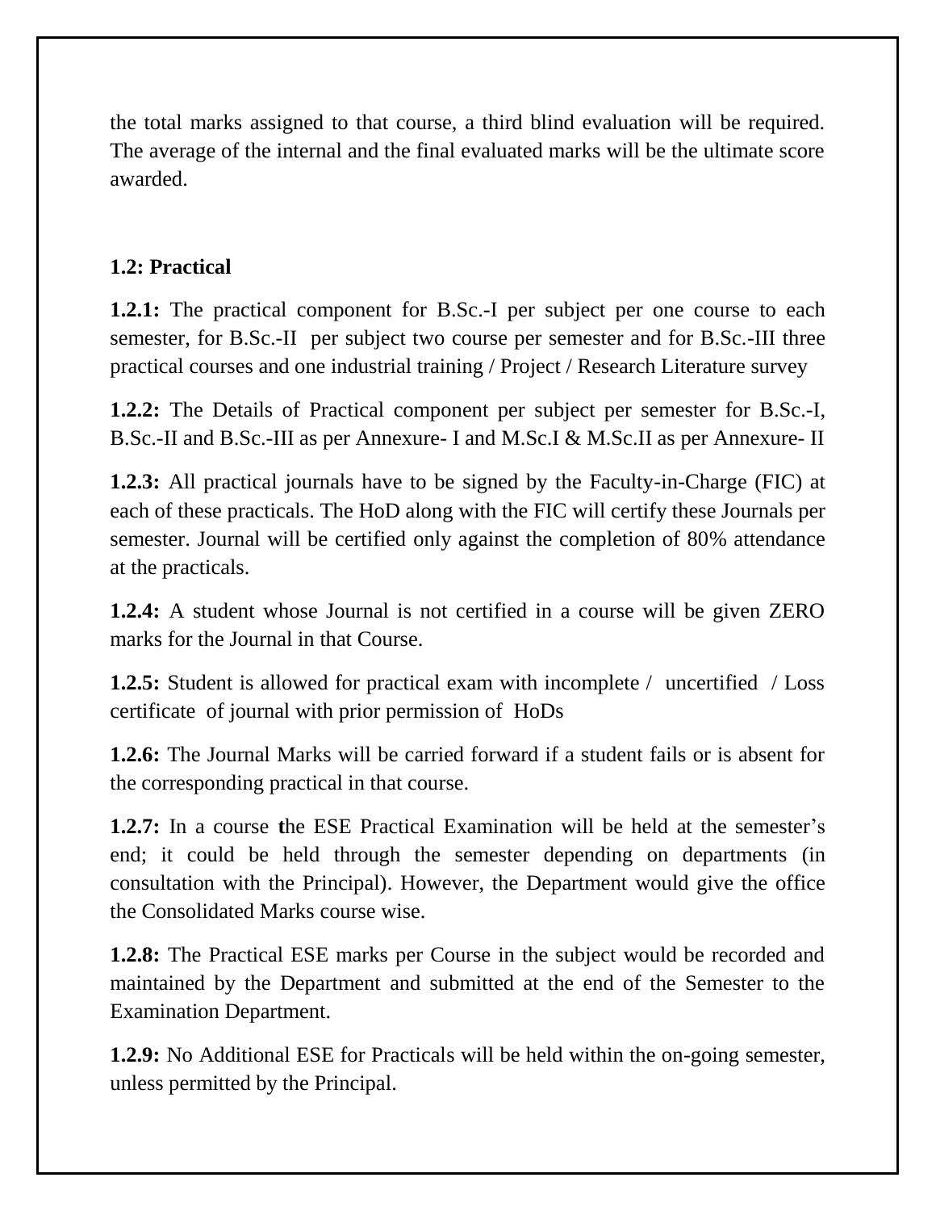the total marks assigned to that course, a third blind evaluation will be required. The average of the internal and the final evaluated marks will be the ultimate score awarded.

### 1.2: Practical

**1.2.1:** The practical component for B.Sc.-I per subject per one course to each semester, for B.Sc.-II per subject two course per semester and for B.Sc.-III three practical courses and one industrial training / Project / Research Literature survey

**1.2.2:** The Details of Practical component per subject per semester for B.Sc.-I, B.Sc.-II and B.Sc.-III as per Annexure- I and M.Sc.I & M.Sc.II as per Annexure- II

**1.2.3:** All practical journals have to be signed by the Faculty-in-Charge (FIC) at each of these practicals. The HoD along with the FIC will certify these Journals per semester. Journal will be certified only against the completion of 80% attendance at the practicals.

**1.2.4:** A student whose Journal is not certified in a course will be given ZERO marks for the Journal in that Course.

**1.2.5:** Student is allowed for practical exam with incomplete / uncertified / Loss certificate of journal with prior permission of HoDs

**1.2.6:** The Journal Marks will be carried forward if a student fails or is absent for the corresponding practical in that course.

**1.2.7:** In a course the ESE Practical Examination will be held at the semester's end; it could be held through the semester depending on departments (in consultation with the Principal). However, the Department would give the office the Consolidated Marks course wise.

**1.2.8:** The Practical ESE marks per Course in the subject would be recorded and maintained by the Department and submitted at the end of the Semester to the Examination Department.

**1.2.9:** No Additional ESE for Practicals will be held within the on-going semester, unless permitted by the Principal.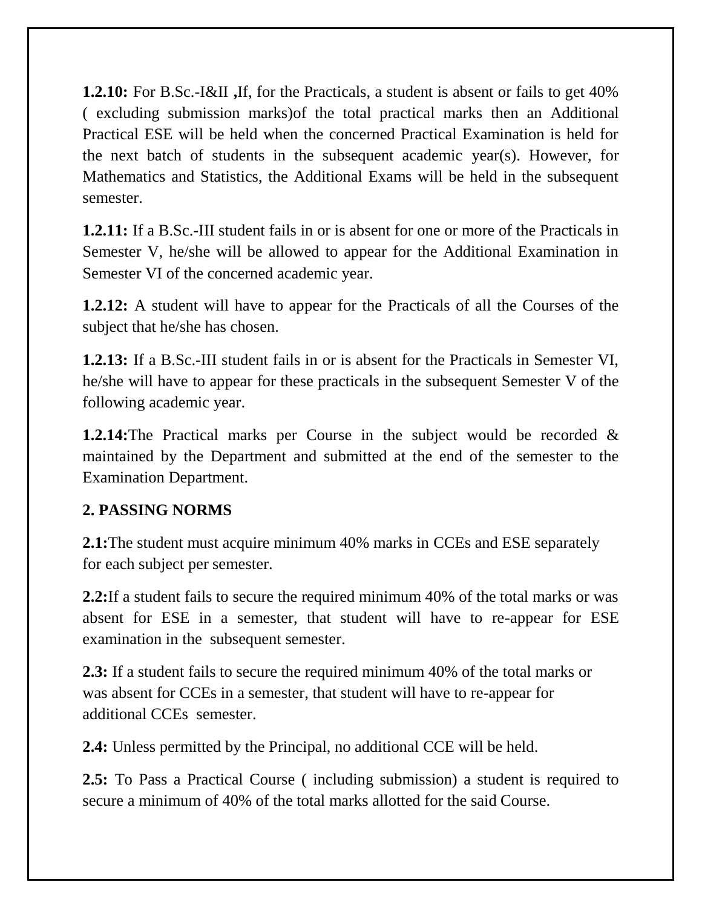**1.2.10:** For B.Sc.-I&II **,**If, for the Practicals, a student is absent or fails to get 40% ( excluding submission marks)of the total practical marks then an Additional Practical ESE will be held when the concerned Practical Examination is held for the next batch of students in the subsequent academic year(s). However, for Mathematics and Statistics, the Additional Exams will be held in the subsequent semester.

**1.2.11:** If a B.Sc.-III student fails in or is absent for one or more of the Practicals in Semester V, he/she will be allowed to appear for the Additional Examination in Semester VI of the concerned academic year.

**1.2.12:** A student will have to appear for the Practicals of all the Courses of the subject that he/she has chosen.

**1.2.13:** If a B.Sc.-III student fails in or is absent for the Practicals in Semester VI, he/she will have to appear for these practicals in the subsequent Semester V of the following academic year.

**1.2.14:**The Practical marks per Course in the subject would be recorded & maintained by the Department and submitted at the end of the semester to the Examination Department.

**2. PASSING NORMS**

**2.1:**The student must acquire minimum 40% marks in CCEs and ESE separately for each subject per semester.

**2.2:**If a student fails to secure the required minimum 40% of the total marks or was absent for ESE in a semester, that student will have to re-appear for ESE examination in the subsequent semester.

**2.3:** If a student fails to secure the required minimum 40% of the total marks or was absent for CCEs in a semester, that student will have to re-appear for additional CCEs semester.

**2.4:** Unless permitted by the Principal, no additional CCE will be held.

**2.5:** To Pass a Practical Course ( including submission) a student is required to secure a minimum of 40% of the total marks allotted for the said Course.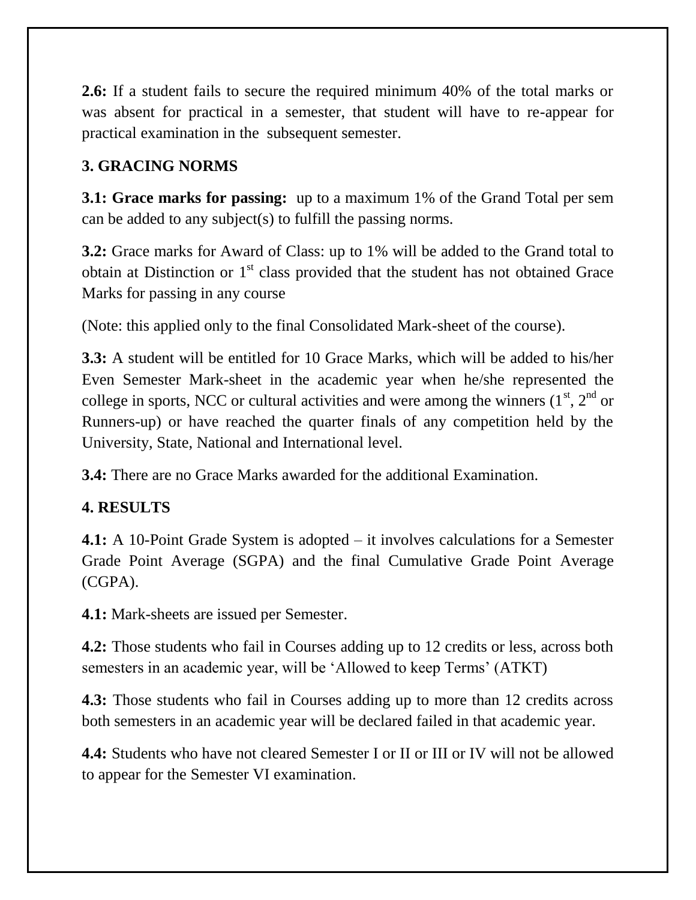**2.6:** If a student fails to secure the required minimum 40% of the total marks or was absent for practical in a semester, that student will have to re-appear for practical examination in the subsequent semester.

## 3. GRACING NORMS

**3.1: Grace marks for passing:** up to a maximum 1% of the Grand Total per sem can be added to any subject(s) to fulfill the passing norms.

**3.2:** Grace marks for Award of Class: up to 1% will be added to the Grand total to obtain at Distinction or 1st class provided that the student has not obtained Grace Marks for passing in any course

(Note: this applied only to the final Consolidated Mark-sheet of the course).

**3.3:** A student will be entitled for 10 Grace Marks, which will be added to his/her Even Semester Mark-sheet in the academic year when he/she represented the college in sports, NCC or cultural activities and were among the winners (1st, 2nd or Runners-up) or have reached the quarter finals of any competition held by the University, State, National and International level.

**3.4:** There are no Grace Marks awarded for the additional Examination.

## 4. RESULTS

**4.1:** A 10-Point Grade System is adopted – it involves calculations for a Semester Grade Point Average (SGPA) and the final Cumulative Grade Point Average (CGPA).

**4.1:** Mark-sheets are issued per Semester.

**4.2:** Those students who fail in Courses adding up to 12 credits or less, across both semesters in an academic year, will be 'Allowed to keep Terms' (ATKT)

**4.3:** Those students who fail in Courses adding up to more than 12 credits across both semesters in an academic year will be declared failed in that academic year.

**4.4:** Students who have not cleared Semester I or II or III or IV will not be allowed to appear for the Semester VI examination.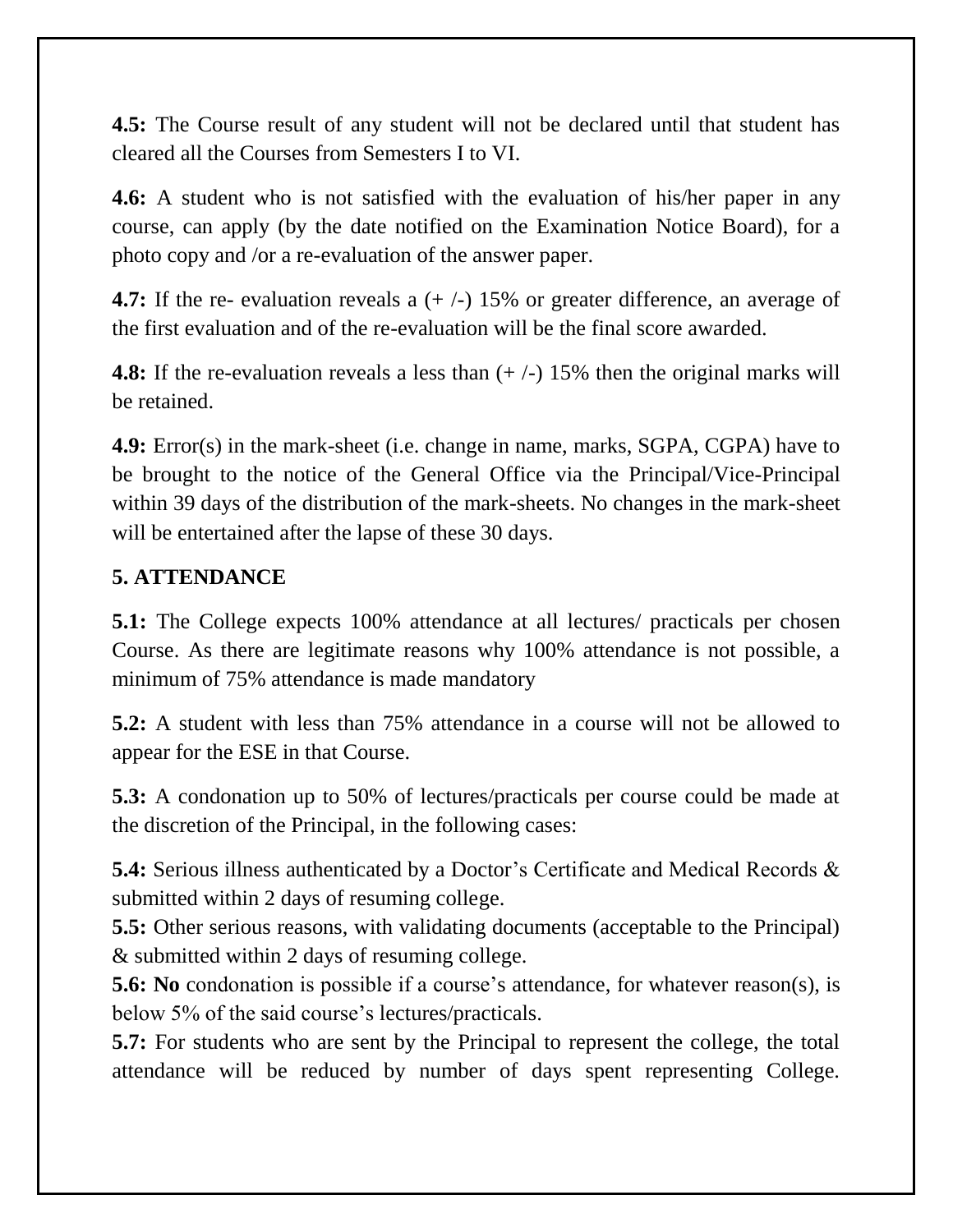**4.5:** The Course result of any student will not be declared until that student has cleared all the Courses from Semesters I to VI.

**4.6:** A student who is not satisfied with the evaluation of his/her paper in any course, can apply (by the date notified on the Examination Notice Board), for a photo copy and /or a re-evaluation of the answer paper.

**4.7:** If the re- evaluation reveals a (+ /-) 15% or greater difference, an average of the first evaluation and of the re-evaluation will be the final score awarded.

**4.8:** If the re-evaluation reveals a less than (+ /-) 15% then the original marks will be retained.

**4.9:** Error(s) in the mark-sheet (i.e. change in name, marks, SGPA, CGPA) have to be brought to the notice of the General Office via the Principal/Vice-Principal within 39 days of the distribution of the mark-sheets. No changes in the mark-sheet will be entertained after the lapse of these 30 days.

## 5. ATTENDANCE

**5.1:** The College expects 100% attendance at all lectures/ practicals per chosen Course. As there are legitimate reasons why 100% attendance is not possible, a minimum of 75% attendance is made mandatory

**5.2:** A student with less than 75% attendance in a course will not be allowed to appear for the ESE in that Course.

**5.3:** A condonation up to 50% of lectures/practicals per course could be made at the discretion of the Principal, in the following cases:

**5.4:** Serious illness authenticated by a Doctor's Certificate and Medical Records & submitted within 2 days of resuming college.

**5.5:** Other serious reasons, with validating documents (acceptable to the Principal) & submitted within 2 days of resuming college.

**5.6: No** condonation is possible if a course's attendance, for whatever reason(s), is below 5% of the said course's lectures/practicals.

**5.7:** For students who are sent by the Principal to represent the college, the total attendance will be reduced by number of days spent representing College.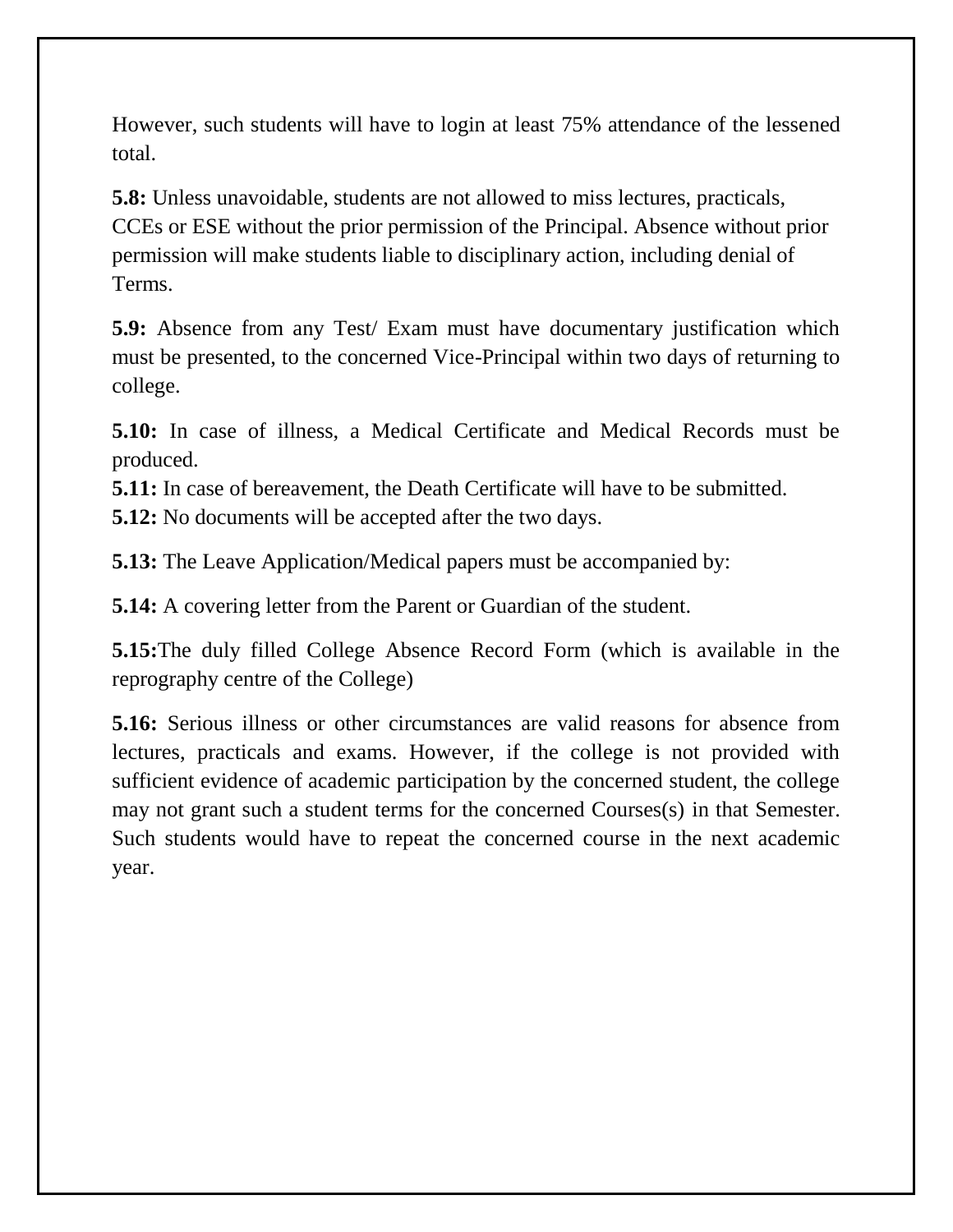However, such students will have to login at least 75% attendance of the lessened total.

**5.8:** Unless unavoidable, students are not allowed to miss lectures, practicals, CCEs or ESE without the prior permission of the Principal. Absence without prior permission will make students liable to disciplinary action, including denial of Terms.

**5.9:** Absence from any Test/ Exam must have documentary justification which must be presented, to the concerned Vice-Principal within two days of returning to college.

**5.10:** In case of illness, a Medical Certificate and Medical Records must be produced.

**5.11:** In case of bereavement, the Death Certificate will have to be submitted.

**5.12:** No documents will be accepted after the two days.

**5.13:** The Leave Application/Medical papers must be accompanied by:

**5.14:** A covering letter from the Parent or Guardian of the student.

**5.15:**The duly filled College Absence Record Form (which is available in the reprography centre of the College)

**5.16:** Serious illness or other circumstances are valid reasons for absence from lectures, practicals and exams. However, if the college is not provided with sufficient evidence of academic participation by the concerned student, the college may not grant such a student terms for the concerned Courses(s) in that Semester. Such students would have to repeat the concerned course in the next academic year.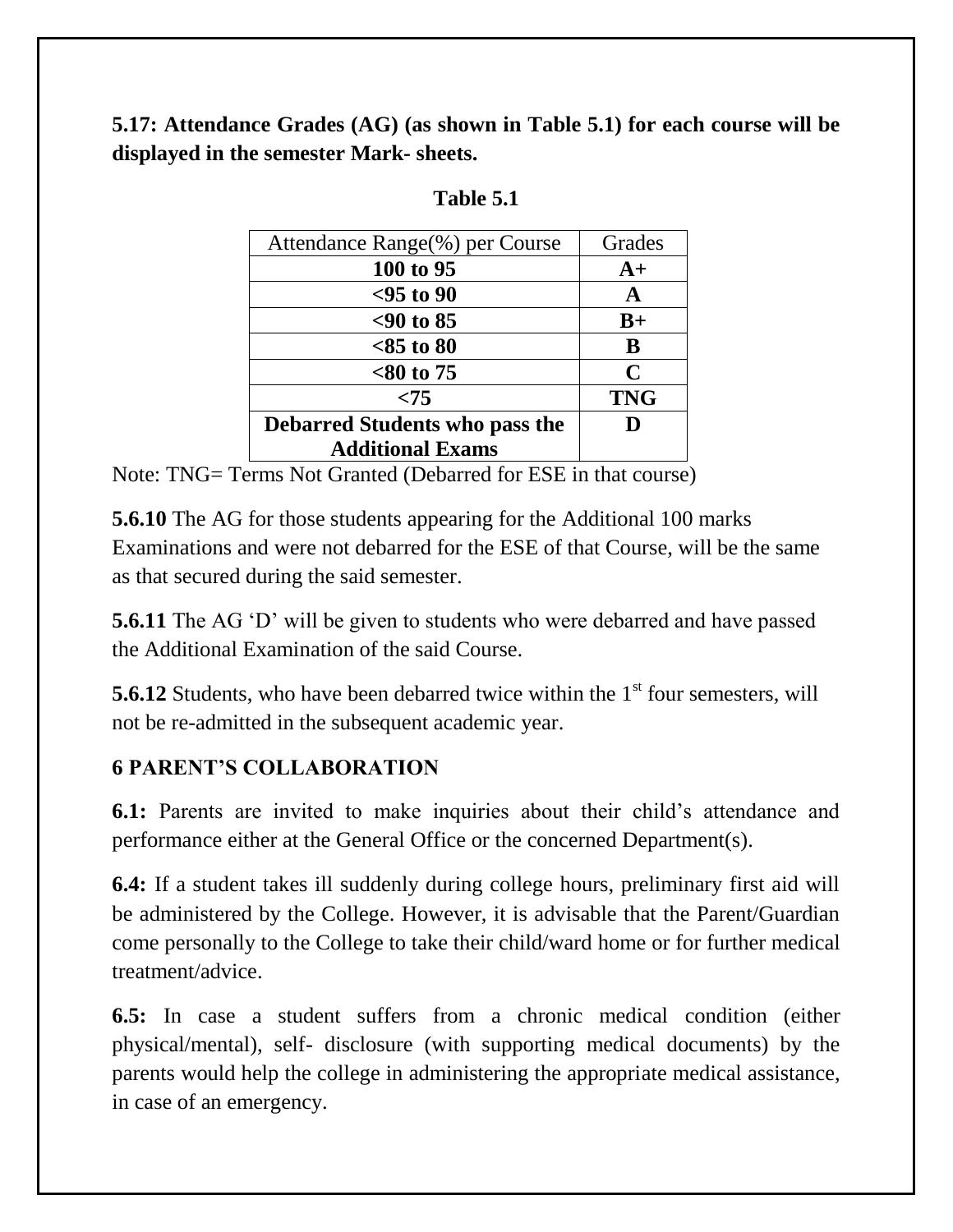**5.17: Attendance Grades (AG) (as shown in Table 5.1) for each course will be displayed in the semester Mark- sheets.**

**Table 5.1**

| Attendance Range(%) per Course | Grades |
|---|---|
| **100 to 95** | **A+** |
| **<95 to 90** | **A** |
| **<90 to 85** | **B+** |
| **<85 to 80** | **B** |
| **<80 to 75** | **C** |
| **<75** | **TNG** |
| **Debarred Students who pass the Additional Exams** | **D** |

Note: TNG= Terms Not Granted (Debarred for ESE in that course)

**5.6.10** The AG for those students appearing for the Additional 100 marks Examinations and were not debarred for the ESE of that Course, will be the same as that secured during the said semester.

**5.6.11** The AG 'D' will be given to students who were debarred and have passed the Additional Examination of the said Course.

**5.6.12** Students, who have been debarred twice within the 1st four semesters, will not be re-admitted in the subsequent academic year.

## 6 PARENT'S COLLABORATION

**6.1:** Parents are invited to make inquiries about their child's attendance and performance either at the General Office or the concerned Department(s).

**6.4:** If a student takes ill suddenly during college hours, preliminary first aid will be administered by the College. However, it is advisable that the Parent/Guardian come personally to the College to take their child/ward home or for further medical treatment/advice.

**6.5:** In case a student suffers from a chronic medical condition (either physical/mental), self- disclosure (with supporting medical documents) by the parents would help the college in administering the appropriate medical assistance, in case of an emergency.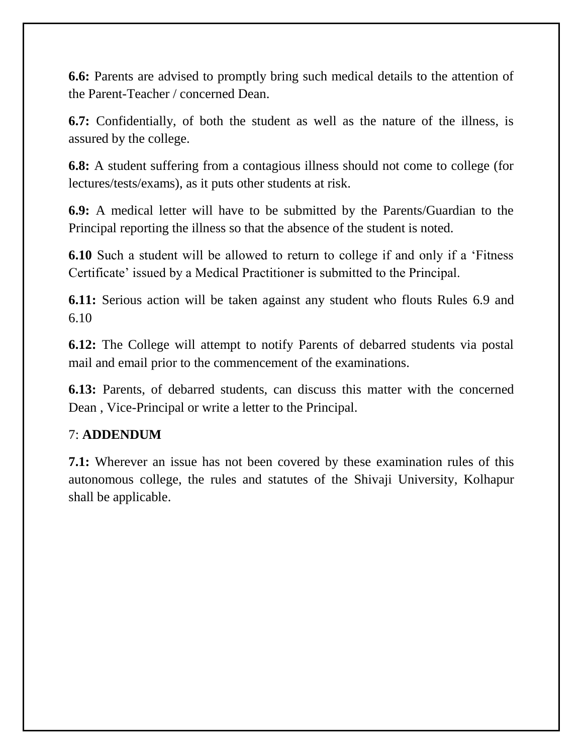**6.6:** Parents are advised to promptly bring such medical details to the attention of the Parent-Teacher / concerned Dean.

**6.7:** Confidentially, of both the student as well as the nature of the illness, is assured by the college.

**6.8:** A student suffering from a contagious illness should not come to college (for lectures/tests/exams), as it puts other students at risk.

**6.9:** A medical letter will have to be submitted by the Parents/Guardian to the Principal reporting the illness so that the absence of the student is noted.

**6.10** Such a student will be allowed to return to college if and only if a 'Fitness Certificate' issued by a Medical Practitioner is submitted to the Principal.

**6.11:** Serious action will be taken against any student who flouts Rules 6.9 and 6.10

**6.12:** The College will attempt to notify Parents of debarred students via postal mail and email prior to the commencement of the examinations.

**6.13:** Parents, of debarred students, can discuss this matter with the concerned Dean , Vice-Principal or write a letter to the Principal.

## 7: **ADDENDUM**

**7.1:** Wherever an issue has not been covered by these examination rules of this autonomous college, the rules and statutes of the Shivaji University, Kolhapur shall be applicable.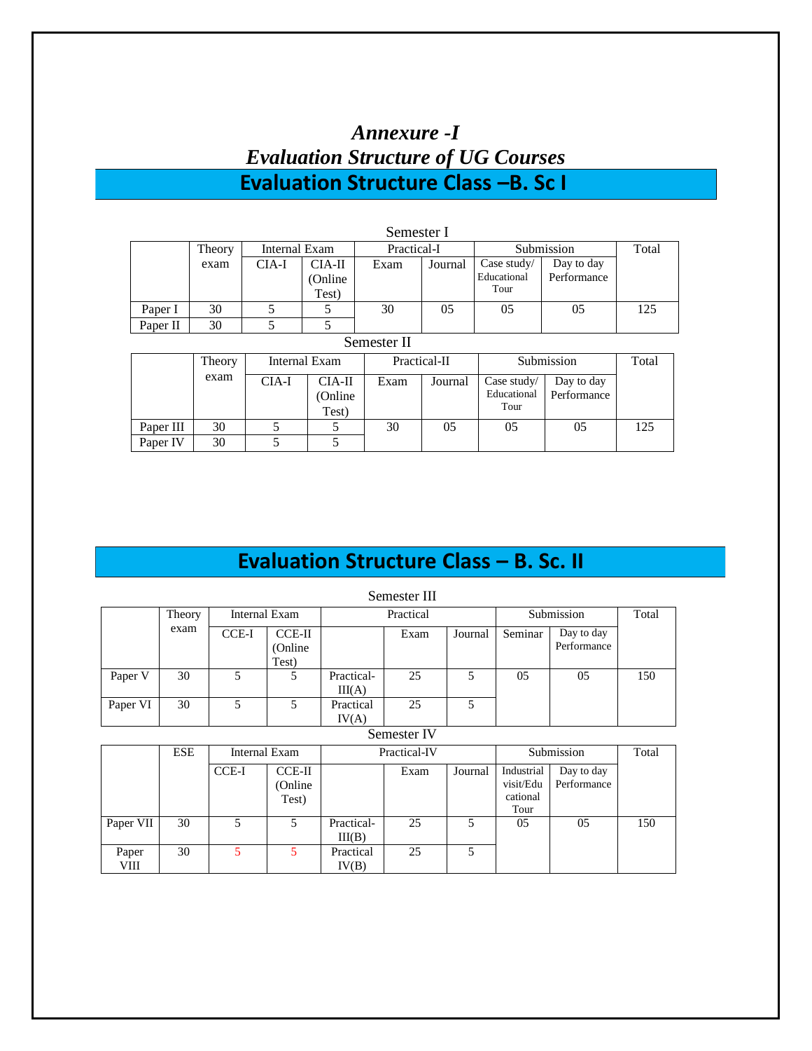# *Annexure -I*

## *Evaluation Structure of UG Courses*

## Evaluation Structure Class –B. Sc I

Semester I

| | Theory exam | Internal Exam | | Practical-I | | Submission | | Total |
|---|---|---|---|---|---|---|---|---|
| | | CIA-I | CIA-II (Online Test) | Exam | Journal | Case study/ Educational Tour | Day to day Performance | |
| Paper I | 30 | 5 | 5 | 30 | 05 | 05 | 05 | 125 |
| Paper II | 30 | 5 | 5 | | | | | |

Semester II

| | Theory exam | Internal Exam | | Practical-II | | Submission | | Total |
|---|---|---|---|---|---|---|---|---|
| | | CIA-I | CIA-II (Online Test) | Exam | Journal | Case study/ Educational Tour | Day to day Performance | |
| Paper III | 30 | 5 | 5 | 30 | 05 | 05 | 05 | 125 |
| Paper IV | 30 | 5 | 5 | | | | | |

## Evaluation Structure Class – B. Sc. II

Semester III

| | Theory exam | Internal Exam | | Practical | | | Submission | | Total |
|---|---|---|---|---|---|---|---|---|---|
| | | CCE-I | CCE-II (Online Test) | | Exam | Journal | Seminar | Day to day Performance | |
| Paper V | 30 | 5 | 5 | Practical-III(A) | 25 | 5 | 05 | 05 | 150 |
| Paper VI | 30 | 5 | 5 | Practical IV(A) | 25 | 5 | | | |

Semester IV

| | ESE | Internal Exam | | Practical-IV | | | Submission | | Total |
|---|---|---|---|---|---|---|---|---|---|
| | | CCE-I | CCE-II (Online Test) | | Exam | Journal | Industrial visit/Educational Tour | Day to day Performance | |
| Paper VII | 30 | 5 | 5 | Practical-III(B) | 25 | 5 | 05 | 05 | 150 |
| Paper VIII | 30 | 5 | 5 | Practical IV(B) | 25 | 5 | | | |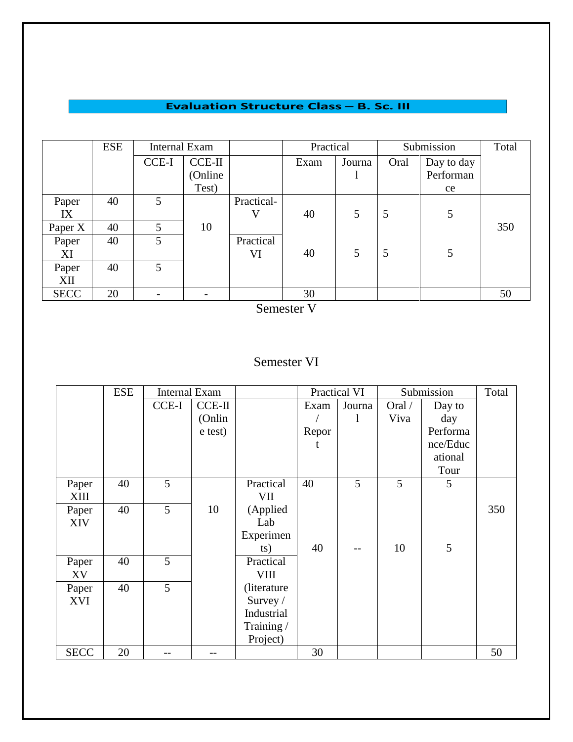## Evaluation Structure Class – B. Sc. III

| | ESE | Internal Exam | | | Practical | | Submission | | Total |
|---|---|---|---|---|---|---|---|---|---|
| | | CCE-I | CCE-II (Online Test) | | Exam | Journal | Oral | Day to day Performance | |
| Paper IX | 40 | 5 | 10 | Practical-V | 40 | 5 | 5 | 5 | 350 |
| Paper X | 40 | 5 | | | | | | | |
| Paper XI | 40 | 5 | | Practical VI | 40 | 5 | 5 | 5 | |
| Paper XII | 40 | 5 | | | | | | | |
| SECC | 20 | - | - | | 30 | | | | 50 |

Semester V

Semester VI

| | ESE | Internal Exam | | | Practical VI | | Submission | | Total |
|---|---|---|---|---|---|---|---|---|---|
| | | CCE-I | CCE-II (Online test) | | Exam / Report | Journal | Oral / Viva | Day to day Performance/Educational Tour | |
| Paper XIII | 40 | 5 | 10 | Practical VII (Applied Lab Experiments) | 40 | 5 | 5 | 5 | 350 |
| Paper XIV | 40 | 5 | | | 40 | -- | 10 | 5 | |
| Paper XV | 40 | 5 | | Practical VIII (literature Survey / Industrial Training / Project) | | | | | |
| Paper XVI | 40 | 5 | | | | | | | |
| SECC | 20 | -- | -- | | 30 | | | | 50 |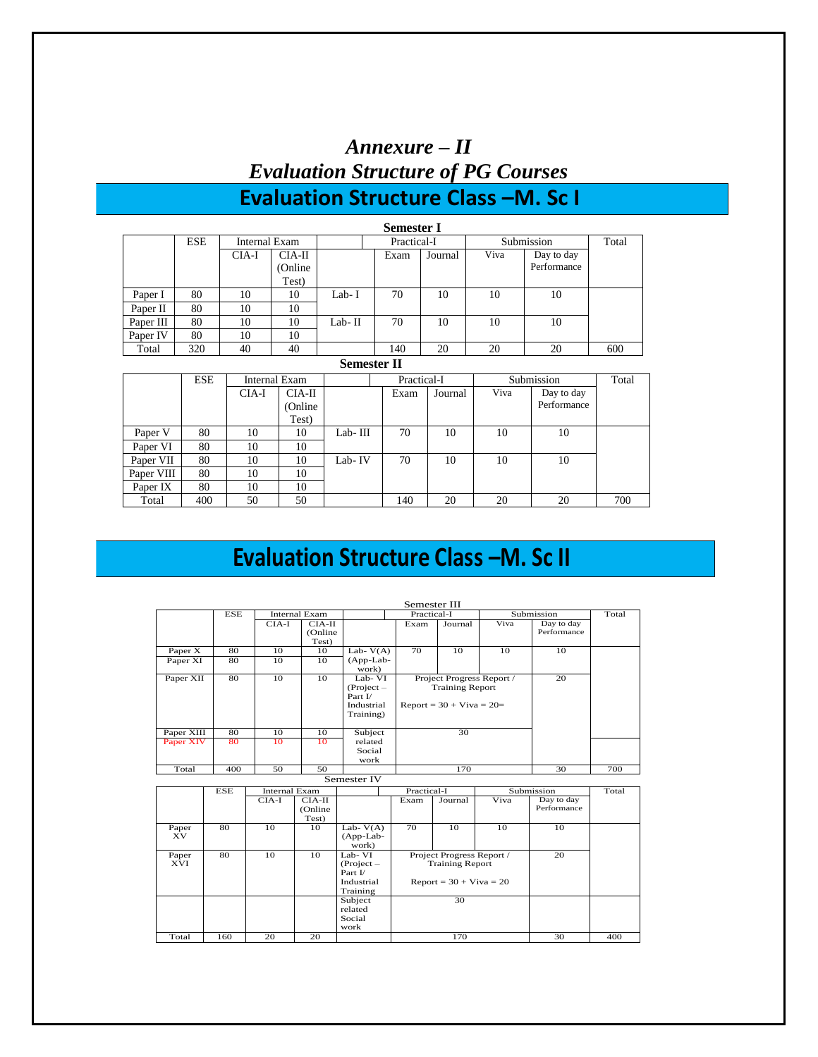# *Annexure – II*

## *Evaluation Structure of PG Courses*

## Evaluation Structure Class –M. Sc I

**Semester I**

| | ESE | Internal Exam | | | Practical-I | | Submission | | Total |
|---|---|---|---|---|---|---|---|---|---|
| | | CIA-I | CIA-II (Online Test) | | Exam | Journal | Viva | Day to day Performance | |
| Paper I | 80 | 10 | 10 | Lab- I | 70 | 10 | 10 | 10 | |
| Paper II | 80 | 10 | 10 | | | | | | |
| Paper III | 80 | 10 | 10 | Lab- II | 70 | 10 | 10 | 10 | |
| Paper IV | 80 | 10 | 10 | | | | | | |
| Total | 320 | 40 | 40 | | 140 | 20 | 20 | 20 | 600 |

**Semester II**

| | ESE | Internal Exam | | | Practical-I | | Submission | | Total |
|---|---|---|---|---|---|---|---|---|---|
| | | CIA-I | CIA-II (Online Test) | | Exam | Journal | Viva | Day to day Performance | |
| Paper V | 80 | 10 | 10 | Lab- III | 70 | 10 | 10 | 10 | |
| Paper VI | 80 | 10 | 10 | | | | | | |
| Paper VII | 80 | 10 | 10 | Lab- IV | 70 | 10 | 10 | 10 | |
| Paper VIII | 80 | 10 | 10 | | | | | | |
| Paper IX | 80 | 10 | 10 | | | | | | |
| Total | 400 | 50 | 50 | | 140 | 20 | 20 | 20 | 700 |

## Evaluation Structure Class –M. Sc II

Semester III

| | ESE | Internal Exam | | | Practical-I | | Submission | | Total |
|---|---|---|---|---|---|---|---|---|---|
| | | CIA-I | CIA-II (Online Test) | | Exam | Journal | Viva | Day to day Performance | |
| Paper X | 80 | 10 | 10 | Lab- V(A) (App-Lab-work) | 70 | 10 | 10 | 10 | |
| Paper XI | 80 | 10 | 10 | | | | | | |
| Paper XII | 80 | 10 | 10 | Lab- VI (Project – Part I/ Industrial Training) | Project Progress Report / Training Report Report = 30 + Viva = 20= | | | 20 | |
| Paper XIII | 80 | 10 | 10 | Subject related Social work | 30 | | | | |
| Paper XIV | 80 | 10 | 10 | | | | | | |
| Total | 400 | 50 | 50 | | 170 | | | 30 | 700 |

Semester IV

| | ESE | Internal Exam | | | Practical-I | | Submission | | Total |
|---|---|---|---|---|---|---|---|---|---|
| | | CIA-I | CIA-II (Online Test) | | Exam | Journal | Viva | Day to day Performance | |
| Paper XV | 80 | 10 | 10 | Lab- V(A) (App-Lab-work) | 70 | 10 | 10 | 10 | |
| Paper XVI | 80 | 10 | 10 | Lab- VI (Project – Part I/ Industrial Training | Project Progress Report / Training Report Report = 30 + Viva = 20 | | | 20 | |
| | | | | Subject related Social work | 30 | | | | |
| Total | 160 | 20 | 20 | | 170 | | | 30 | 400 |